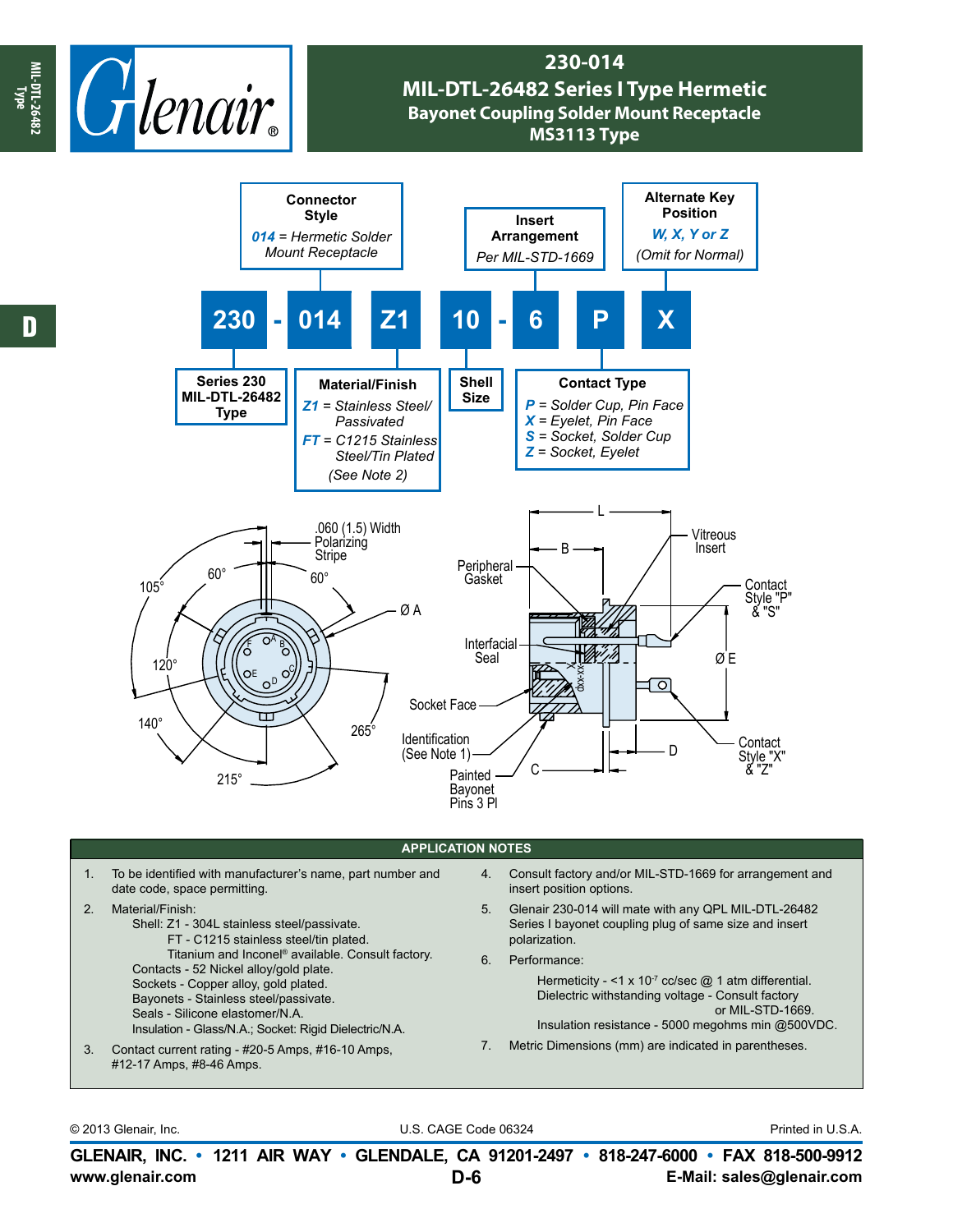# 230-014

## MIL-DTL-26482 Series I Type Hermetic

### Bayonet Coupling Solder Mount Receptacle

### MS3113 Type

**230 - 014 Z1 10 - 6 P X**

- **Series 230** MIL-DTL-26482 Type
- **Connector Style**: *014* = Hermetic Solder Mount Receptacle
- **Material/Finish**: *Z1* = Stainless Steel/ Passivated; *FT* = C1215 Stainless Steel/Tin Plated (See Note 2)
- **Shell Size**
- **Insert Arrangement**: Per MIL-STD-1669
- **Contact Type**: *P* = Solder Cup, Pin Face; *X* = Eyelet, Pin Face; *S* = Socket, Solder Cup; *Z* = Socket, Eyelet
- **Alternate Key Position**: *W, X, Y or Z* (Omit for Normal)

.060 (1.5) Width Polarizing Stripe

60° 60° 105° 120° 140° 215° 265° Ø A

L B Vitreous Insert, Peripheral Gasket, Contact Style "P" & "S", Interfacial Seal, Ø E, Socket Face, Identification (See Note 1), Painted Bayonet Pins 3 Pl, C, D, Contact Style "X" & "Z"

## APPLICATION NOTES

1. To be identified with manufacturer's name, part number and date code, space permitting.
2. Material/Finish:
   Shell: Z1 - 304L stainless steel/passivate.
   FT - C1215 stainless steel/tin plated.
   Titanium and Inconel® available. Consult factory.
   Contacts - 52 Nickel alloy/gold plate.
   Sockets - Copper alloy, gold plated.
   Bayonets - Stainless steel/passivate.
   Seals - Silicone elastomer/N.A.
   Insulation - Glass/N.A.; Socket: Rigid Dielectric/N.A.
3. Contact current rating - #20-5 Amps, #16-10 Amps, #12-17 Amps, #8-46 Amps.
4. Consult factory and/or MIL-STD-1669 for arrangement and insert position options.
5. Glenair 230-014 will mate with any QPL MIL-DTL-26482 Series I bayonet coupling plug of same size and insert polarization.
6. Performance:
   Hermeticity - <1 x $10^{-7}$ cc/sec @ 1 atm differential.
   Dielectric withstanding voltage - Consult factory or MIL-STD-1669.
   Insulation resistance - 5000 megohms min @500VDC.
7. Metric Dimensions (mm) are indicated in parentheses.

© 2013 Glenair, Inc. U.S. CAGE Code 06324 Printed in U.S.A.

**GLENAIR, INC. • 1211 AIR WAY • GLENDALE, CA 91201-2497 • 818-247-6000 • FAX 818-500-9912**
www.glenair.com **E-Mail: sales@glenair.com**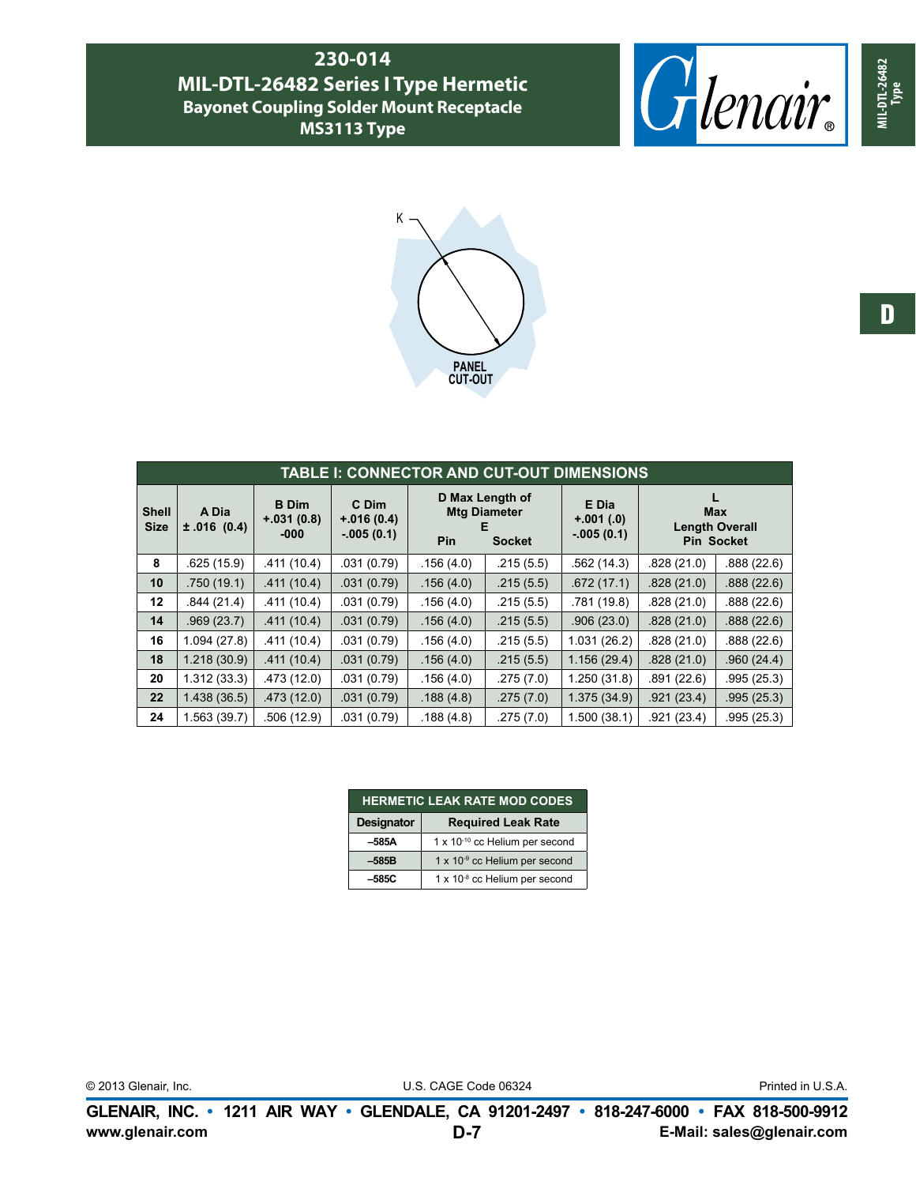# 230-014
## MIL-DTL-26482 Series I Type Hermetic
### Bayonet Coupling Solder Mount Receptacle
### MS3113 Type

K

PANEL CUT-OUT

**TABLE I: CONNECTOR AND CUT-OUT DIMENSIONS**

| Shell Size | A Dia ± .016 (0.4) | B Dim +.031 (0.8) -000 | C Dim +.016 (0.4) -.005 (0.1) | D Max Length of Mtg Diameter E | | E Dia +.001 (.0) -.005 (0.1) | L Max Length Overall | |
|---|---|---|---|---|---|---|---|---|
| | | | | Pin | Socket | | Pin | Socket |
| 8 | .625 (15.9) | .411 (10.4) | .031 (0.79) | .156 (4.0) | .215 (5.5) | .562 (14.3) | .828 (21.0) | .888 (22.6) |
| 10 | .750 (19.1) | .411 (10.4) | .031 (0.79) | .156 (4.0) | .215 (5.5) | .672 (17.1) | .828 (21.0) | .888 (22.6) |
| 12 | .844 (21.4) | .411 (10.4) | .031 (0.79) | .156 (4.0) | .215 (5.5) | .781 (19.8) | .828 (21.0) | .888 (22.6) |
| 14 | .969 (23.7) | .411 (10.4) | .031 (0.79) | .156 (4.0) | .215 (5.5) | .906 (23.0) | .828 (21.0) | .888 (22.6) |
| 16 | 1.094 (27.8) | .411 (10.4) | .031 (0.79) | .156 (4.0) | .215 (5.5) | 1.031 (26.2) | .828 (21.0) | .888 (22.6) |
| 18 | 1.218 (30.9) | .411 (10.4) | .031 (0.79) | .156 (4.0) | .215 (5.5) | 1.156 (29.4) | .828 (21.0) | .960 (24.4) |
| 20 | 1.312 (33.3) | .473 (12.0) | .031 (0.79) | .156 (4.0) | .275 (7.0) | 1.250 (31.8) | .891 (22.6) | .995 (25.3) |
| 22 | 1.438 (36.5) | .473 (12.0) | .031 (0.79) | .188 (4.8) | .275 (7.0) | 1.375 (34.9) | .921 (23.4) | .995 (25.3) |
| 24 | 1.563 (39.7) | .506 (12.9) | .031 (0.79) | .188 (4.8) | .275 (7.0) | 1.500 (38.1) | .921 (23.4) | .995 (25.3) |

**HERMETIC LEAK RATE MOD CODES**

| Designator | Required Leak Rate |
|---|---|
| –585A | 1 x $10^{-10}$ cc Helium per second |
| –585B | 1 x $10^{-9}$ cc Helium per second |
| –585C | 1 x $10^{-8}$ cc Helium per second |

© 2013 Glenair, Inc. U.S. CAGE Code 06324 Printed in U.S.A.

**GLENAIR, INC. • 1211 AIR WAY • GLENDALE, CA 91201-2497 • 818-247-6000 • FAX 818-500-9912**
**www.glenair.com** **E-Mail: sales@glenair.com**